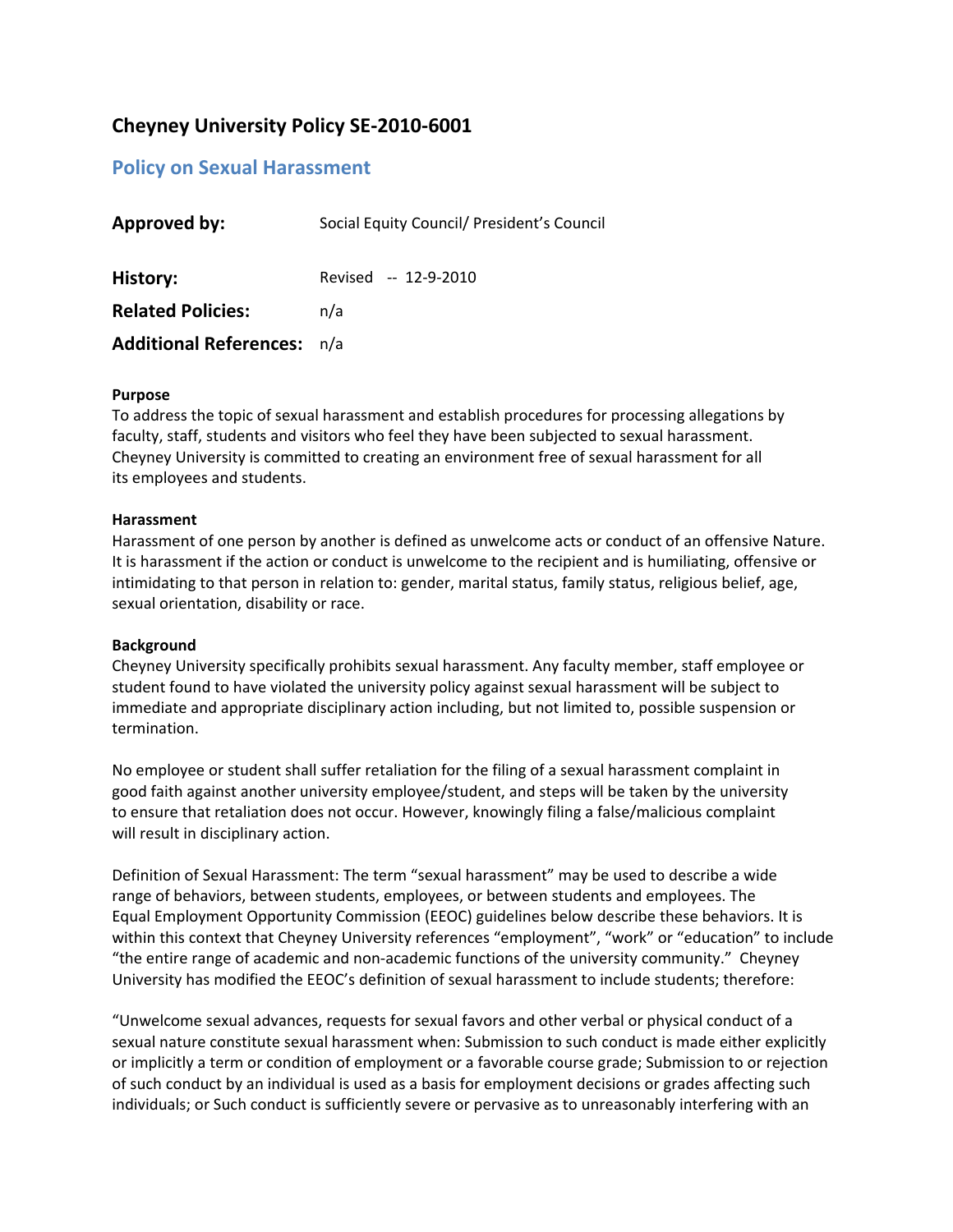# Cheyney University Policy SE-2010-6001

## Policy on Sexual Harassment

| | |
|---|---|
| **Approved by:** | Social Equity Council/ President's Council |
| **History:** | Revised -- 12-9-2010 |
| **Related Policies:** | n/a |
| **Additional References:** | n/a |

**Purpose**
To address the topic of sexual harassment and establish procedures for processing allegations by faculty, staff, students and visitors who feel they have been subjected to sexual harassment. Cheyney University is committed to creating an environment free of sexual harassment for all its employees and students.

**Harassment**
Harassment of one person by another is defined as unwelcome acts or conduct of an offensive Nature. It is harassment if the action or conduct is unwelcome to the recipient and is humiliating, offensive or intimidating to that person in relation to: gender, marital status, family status, religious belief, age, sexual orientation, disability or race.

**Background**
Cheyney University specifically prohibits sexual harassment. Any faculty member, staff employee or student found to have violated the university policy against sexual harassment will be subject to immediate and appropriate disciplinary action including, but not limited to, possible suspension or termination.

No employee or student shall suffer retaliation for the filing of a sexual harassment complaint in good faith against another university employee/student, and steps will be taken by the university to ensure that retaliation does not occur. However, knowingly filing a false/malicious complaint will result in disciplinary action.

Definition of Sexual Harassment: The term "sexual harassment" may be used to describe a wide range of behaviors, between students, employees, or between students and employees. The Equal Employment Opportunity Commission (EEOC) guidelines below describe these behaviors. It is within this context that Cheyney University references "employment", "work" or "education" to include "the entire range of academic and non-academic functions of the university community." Cheyney University has modified the EEOC's definition of sexual harassment to include students; therefore:

"Unwelcome sexual advances, requests for sexual favors and other verbal or physical conduct of a sexual nature constitute sexual harassment when: Submission to such conduct is made either explicitly or implicitly a term or condition of employment or a favorable course grade; Submission to or rejection of such conduct by an individual is used as a basis for employment decisions or grades affecting such individuals; or Such conduct is sufficiently severe or pervasive as to unreasonably interfering with an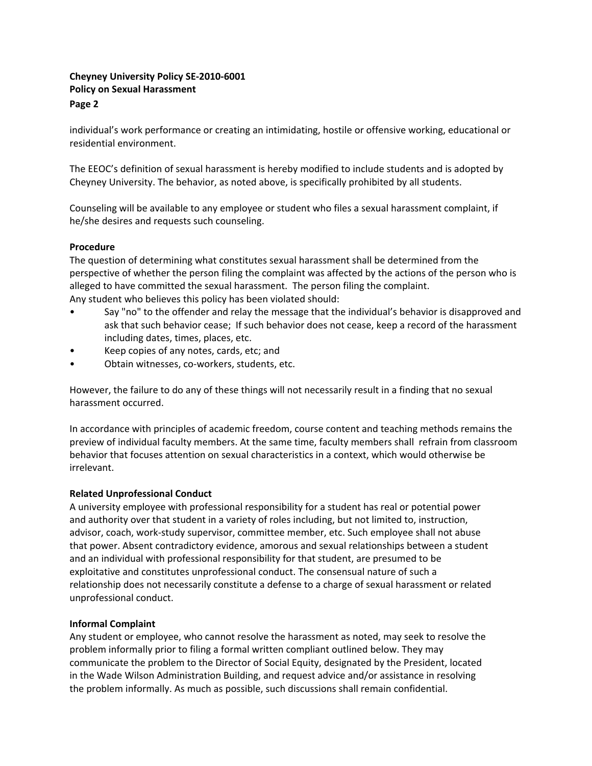individual's work performance or creating an intimidating, hostile or offensive working, educational or residential environment.

The EEOC's definition of sexual harassment is hereby modified to include students and is adopted by Cheyney University. The behavior, as noted above, is specifically prohibited by all students.

Counseling will be available to any employee or student who files a sexual harassment complaint, if he/she desires and requests such counseling.

**Procedure**

The question of determining what constitutes sexual harassment shall be determined from the perspective of whether the person filing the complaint was affected by the actions of the person who is alleged to have committed the sexual harassment. The person filing the complaint.
Any student who believes this policy has been violated should:

- Say "no" to the offender and relay the message that the individual's behavior is disapproved and ask that such behavior cease; If such behavior does not cease, keep a record of the harassment including dates, times, places, etc.
- Keep copies of any notes, cards, etc; and
- Obtain witnesses, co-workers, students, etc.

However, the failure to do any of these things will not necessarily result in a finding that no sexual harassment occurred.

In accordance with principles of academic freedom, course content and teaching methods remains the preview of individual faculty members. At the same time, faculty members shall refrain from classroom behavior that focuses attention on sexual characteristics in a context, which would otherwise be irrelevant.

**Related Unprofessional Conduct**

A university employee with professional responsibility for a student has real or potential power and authority over that student in a variety of roles including, but not limited to, instruction, advisor, coach, work-study supervisor, committee member, etc. Such employee shall not abuse that power. Absent contradictory evidence, amorous and sexual relationships between a student and an individual with professional responsibility for that student, are presumed to be exploitative and constitutes unprofessional conduct. The consensual nature of such a relationship does not necessarily constitute a defense to a charge of sexual harassment or related unprofessional conduct.

**Informal Complaint**

Any student or employee, who cannot resolve the harassment as noted, may seek to resolve the problem informally prior to filing a formal written compliant outlined below. They may communicate the problem to the Director of Social Equity, designated by the President, located in the Wade Wilson Administration Building, and request advice and/or assistance in resolving the problem informally. As much as possible, such discussions shall remain confidential.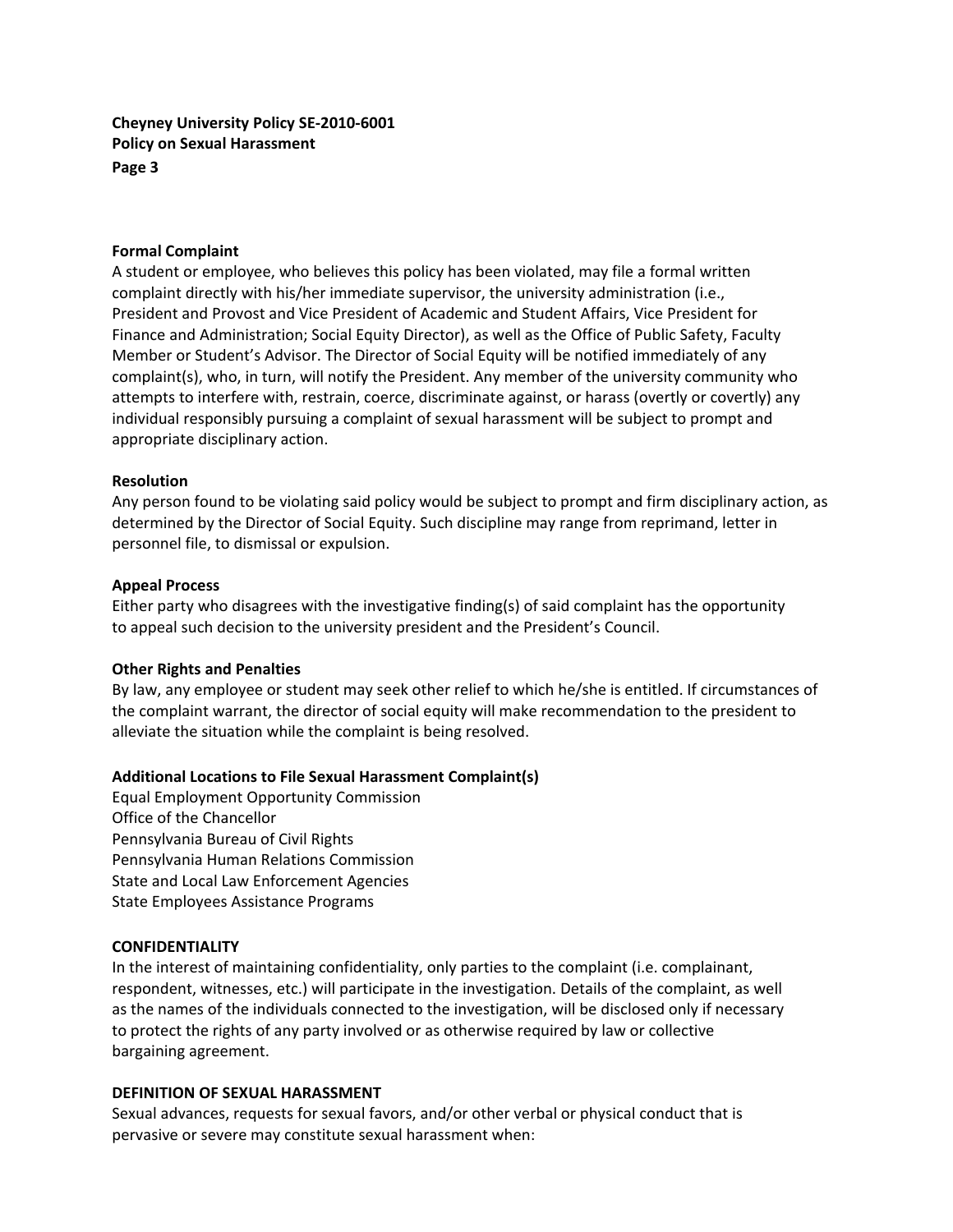**Formal Complaint**

A student or employee, who believes this policy has been violated, may file a formal written complaint directly with his/her immediate supervisor, the university administration (i.e., President and Provost and Vice President of Academic and Student Affairs, Vice President for Finance and Administration; Social Equity Director), as well as the Office of Public Safety, Faculty Member or Student's Advisor. The Director of Social Equity will be notified immediately of any complaint(s), who, in turn, will notify the President. Any member of the university community who attempts to interfere with, restrain, coerce, discriminate against, or harass (overtly or covertly) any individual responsibly pursuing a complaint of sexual harassment will be subject to prompt and appropriate disciplinary action.

**Resolution**

Any person found to be violating said policy would be subject to prompt and firm disciplinary action, as determined by the Director of Social Equity. Such discipline may range from reprimand, letter in personnel file, to dismissal or expulsion.

**Appeal Process**

Either party who disagrees with the investigative finding(s) of said complaint has the opportunity to appeal such decision to the university president and the President's Council.

**Other Rights and Penalties**

By law, any employee or student may seek other relief to which he/she is entitled. If circumstances of the complaint warrant, the director of social equity will make recommendation to the president to alleviate the situation while the complaint is being resolved.

**Additional Locations to File Sexual Harassment Complaint(s)**

Equal Employment Opportunity Commission
Office of the Chancellor
Pennsylvania Bureau of Civil Rights
Pennsylvania Human Relations Commission
State and Local Law Enforcement Agencies
State Employees Assistance Programs

**CONFIDENTIALITY**

In the interest of maintaining confidentiality, only parties to the complaint (i.e. complainant, respondent, witnesses, etc.) will participate in the investigation. Details of the complaint, as well as the names of the individuals connected to the investigation, will be disclosed only if necessary to protect the rights of any party involved or as otherwise required by law or collective bargaining agreement.

**DEFINITION OF SEXUAL HARASSMENT**

Sexual advances, requests for sexual favors, and/or other verbal or physical conduct that is pervasive or severe may constitute sexual harassment when: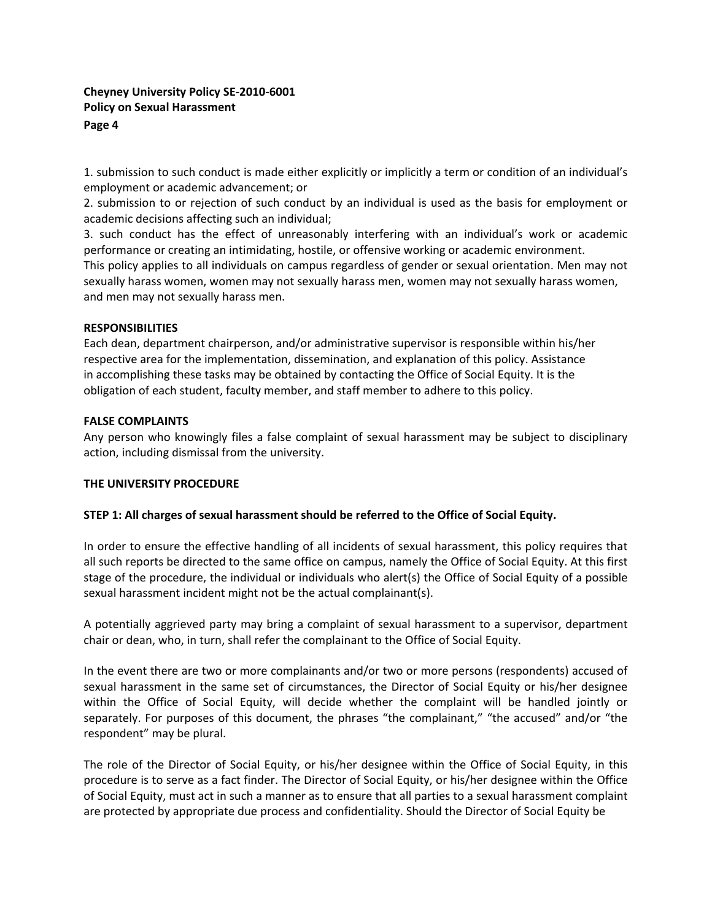1. submission to such conduct is made either explicitly or implicitly a term or condition of an individual's employment or academic advancement; or
2. submission to or rejection of such conduct by an individual is used as the basis for employment or academic decisions affecting such an individual;
3. such conduct has the effect of unreasonably interfering with an individual's work or academic performance or creating an intimidating, hostile, or offensive working or academic environment.

This policy applies to all individuals on campus regardless of gender or sexual orientation. Men may not sexually harass women, women may not sexually harass men, women may not sexually harass women, and men may not sexually harass men.

**RESPONSIBILITIES**

Each dean, department chairperson, and/or administrative supervisor is responsible within his/her respective area for the implementation, dissemination, and explanation of this policy. Assistance in accomplishing these tasks may be obtained by contacting the Office of Social Equity. It is the obligation of each student, faculty member, and staff member to adhere to this policy.

**FALSE COMPLAINTS**

Any person who knowingly files a false complaint of sexual harassment may be subject to disciplinary action, including dismissal from the university.

**THE UNIVERSITY PROCEDURE**

**STEP 1: All charges of sexual harassment should be referred to the Office of Social Equity.**

In order to ensure the effective handling of all incidents of sexual harassment, this policy requires that all such reports be directed to the same office on campus, namely the Office of Social Equity. At this first stage of the procedure, the individual or individuals who alert(s) the Office of Social Equity of a possible sexual harassment incident might not be the actual complainant(s).

A potentially aggrieved party may bring a complaint of sexual harassment to a supervisor, department chair or dean, who, in turn, shall refer the complainant to the Office of Social Equity.

In the event there are two or more complainants and/or two or more persons (respondents) accused of sexual harassment in the same set of circumstances, the Director of Social Equity or his/her designee within the Office of Social Equity, will decide whether the complaint will be handled jointly or separately. For purposes of this document, the phrases "the complainant," "the accused" and/or "the respondent" may be plural.

The role of the Director of Social Equity, or his/her designee within the Office of Social Equity, in this procedure is to serve as a fact finder. The Director of Social Equity, or his/her designee within the Office of Social Equity, must act in such a manner as to ensure that all parties to a sexual harassment complaint are protected by appropriate due process and confidentiality. Should the Director of Social Equity be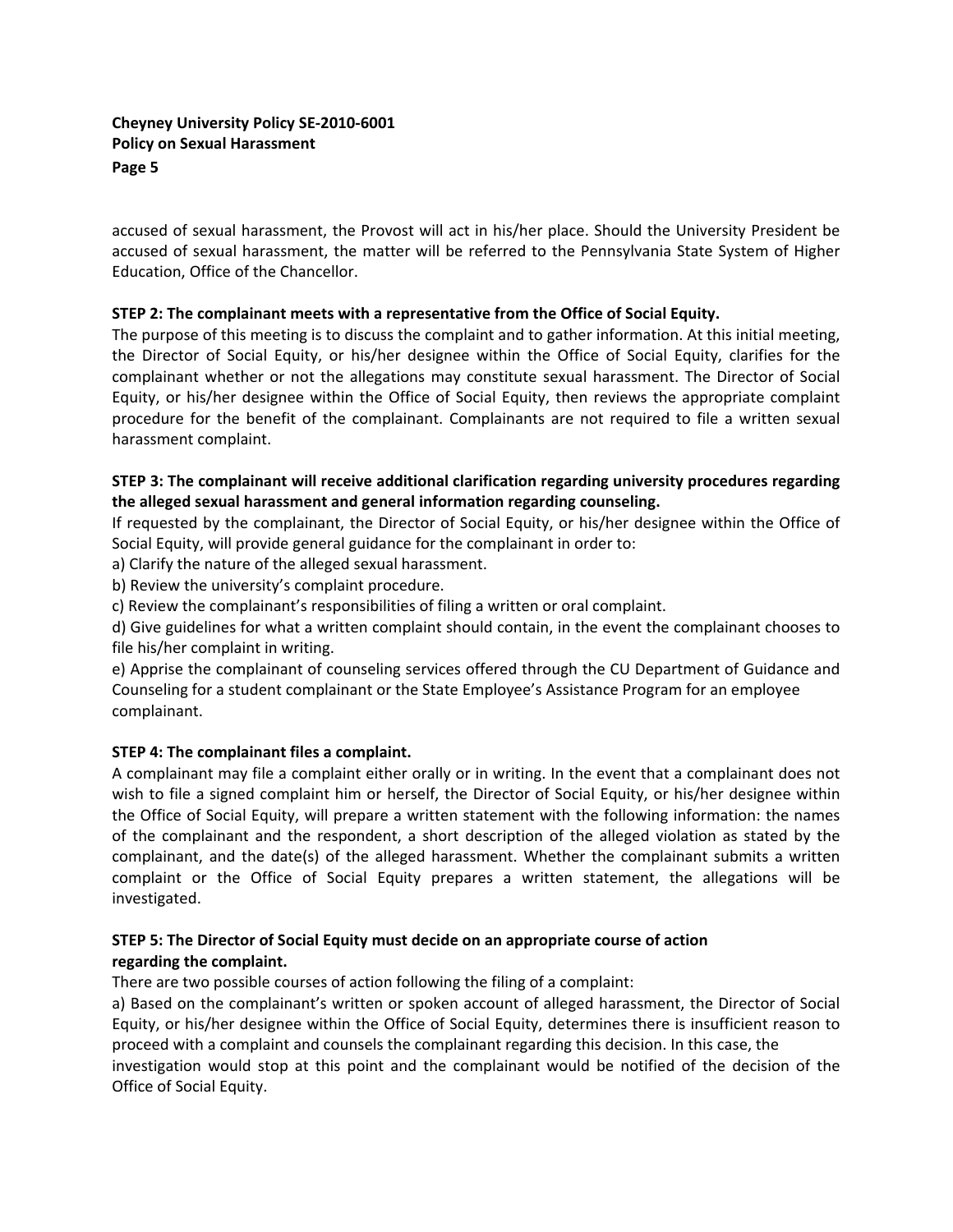accused of sexual harassment, the Provost will act in his/her place. Should the University President be accused of sexual harassment, the matter will be referred to the Pennsylvania State System of Higher Education, Office of the Chancellor.

**STEP 2: The complainant meets with a representative from the Office of Social Equity.**

The purpose of this meeting is to discuss the complaint and to gather information. At this initial meeting, the Director of Social Equity, or his/her designee within the Office of Social Equity, clarifies for the complainant whether or not the allegations may constitute sexual harassment. The Director of Social Equity, or his/her designee within the Office of Social Equity, then reviews the appropriate complaint procedure for the benefit of the complainant. Complainants are not required to file a written sexual harassment complaint.

**STEP 3: The complainant will receive additional clarification regarding university procedures regarding the alleged sexual harassment and general information regarding counseling.**

If requested by the complainant, the Director of Social Equity, or his/her designee within the Office of Social Equity, will provide general guidance for the complainant in order to:

a) Clarify the nature of the alleged sexual harassment.

b) Review the university's complaint procedure.

c) Review the complainant's responsibilities of filing a written or oral complaint.

d) Give guidelines for what a written complaint should contain, in the event the complainant chooses to file his/her complaint in writing.

e) Apprise the complainant of counseling services offered through the CU Department of Guidance and Counseling for a student complainant or the State Employee's Assistance Program for an employee complainant.

**STEP 4: The complainant files a complaint.**

A complainant may file a complaint either orally or in writing. In the event that a complainant does not wish to file a signed complaint him or herself, the Director of Social Equity, or his/her designee within the Office of Social Equity, will prepare a written statement with the following information: the names of the complainant and the respondent, a short description of the alleged violation as stated by the complainant, and the date(s) of the alleged harassment. Whether the complainant submits a written complaint or the Office of Social Equity prepares a written statement, the allegations will be investigated.

**STEP 5: The Director of Social Equity must decide on an appropriate course of action regarding the complaint.**

There are two possible courses of action following the filing of a complaint:

a) Based on the complainant's written or spoken account of alleged harassment, the Director of Social Equity, or his/her designee within the Office of Social Equity, determines there is insufficient reason to proceed with a complaint and counsels the complainant regarding this decision. In this case, the investigation would stop at this point and the complainant would be notified of the decision of the Office of Social Equity.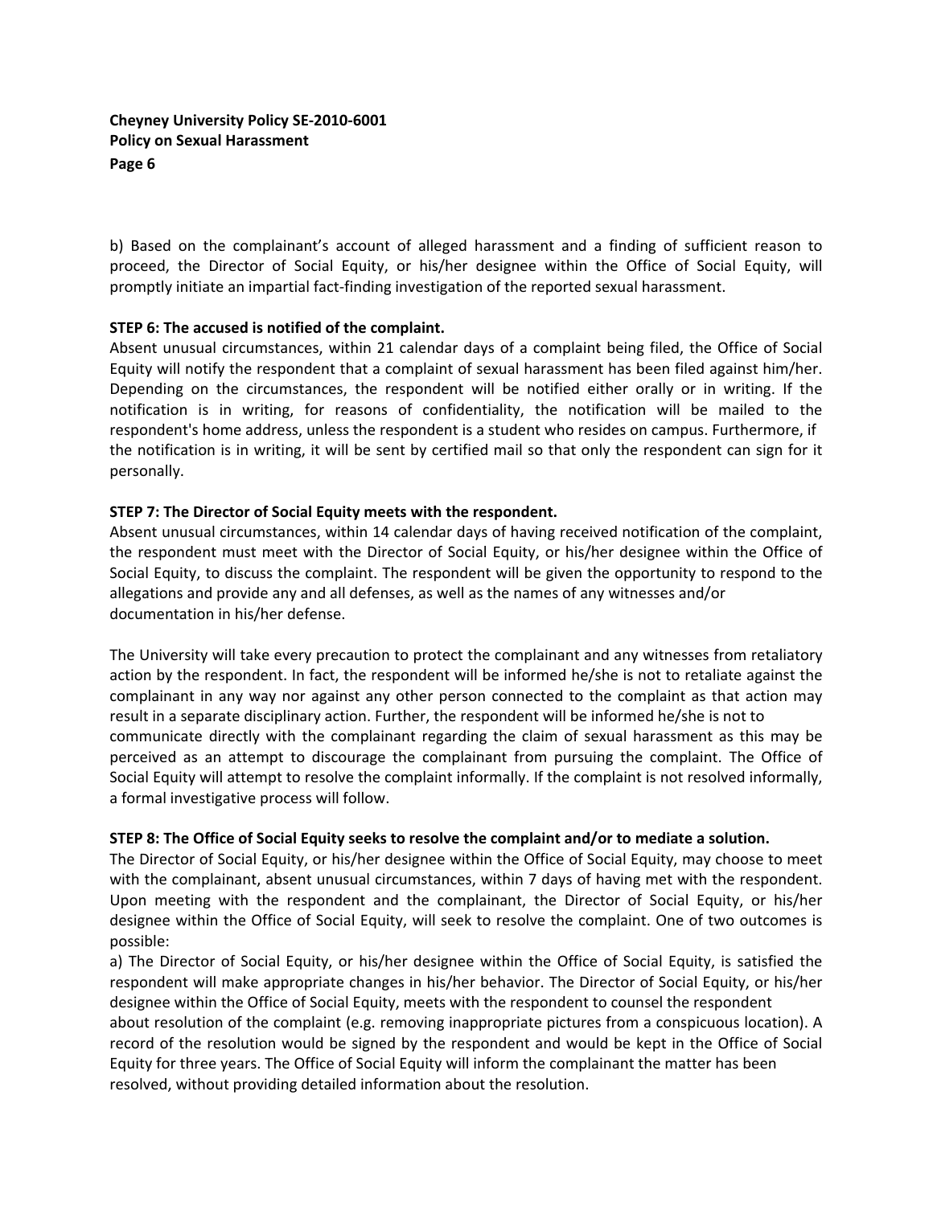b) Based on the complainant's account of alleged harassment and a finding of sufficient reason to proceed, the Director of Social Equity, or his/her designee within the Office of Social Equity, will promptly initiate an impartial fact-finding investigation of the reported sexual harassment.

**STEP 6: The accused is notified of the complaint.**

Absent unusual circumstances, within 21 calendar days of a complaint being filed, the Office of Social Equity will notify the respondent that a complaint of sexual harassment has been filed against him/her. Depending on the circumstances, the respondent will be notified either orally or in writing. If the notification is in writing, for reasons of confidentiality, the notification will be mailed to the respondent's home address, unless the respondent is a student who resides on campus. Furthermore, if the notification is in writing, it will be sent by certified mail so that only the respondent can sign for it personally.

**STEP 7: The Director of Social Equity meets with the respondent.**

Absent unusual circumstances, within 14 calendar days of having received notification of the complaint, the respondent must meet with the Director of Social Equity, or his/her designee within the Office of Social Equity, to discuss the complaint. The respondent will be given the opportunity to respond to the allegations and provide any and all defenses, as well as the names of any witnesses and/or documentation in his/her defense.

The University will take every precaution to protect the complainant and any witnesses from retaliatory action by the respondent. In fact, the respondent will be informed he/she is not to retaliate against the complainant in any way nor against any other person connected to the complaint as that action may result in a separate disciplinary action. Further, the respondent will be informed he/she is not to communicate directly with the complainant regarding the claim of sexual harassment as this may be perceived as an attempt to discourage the complainant from pursuing the complaint. The Office of Social Equity will attempt to resolve the complaint informally. If the complaint is not resolved informally, a formal investigative process will follow.

**STEP 8: The Office of Social Equity seeks to resolve the complaint and/or to mediate a solution.**

The Director of Social Equity, or his/her designee within the Office of Social Equity, may choose to meet with the complainant, absent unusual circumstances, within 7 days of having met with the respondent. Upon meeting with the respondent and the complainant, the Director of Social Equity, or his/her designee within the Office of Social Equity, will seek to resolve the complaint. One of two outcomes is possible:

a) The Director of Social Equity, or his/her designee within the Office of Social Equity, is satisfied the respondent will make appropriate changes in his/her behavior. The Director of Social Equity, or his/her designee within the Office of Social Equity, meets with the respondent to counsel the respondent about resolution of the complaint (e.g. removing inappropriate pictures from a conspicuous location). A record of the resolution would be signed by the respondent and would be kept in the Office of Social Equity for three years. The Office of Social Equity will inform the complainant the matter has been resolved, without providing detailed information about the resolution.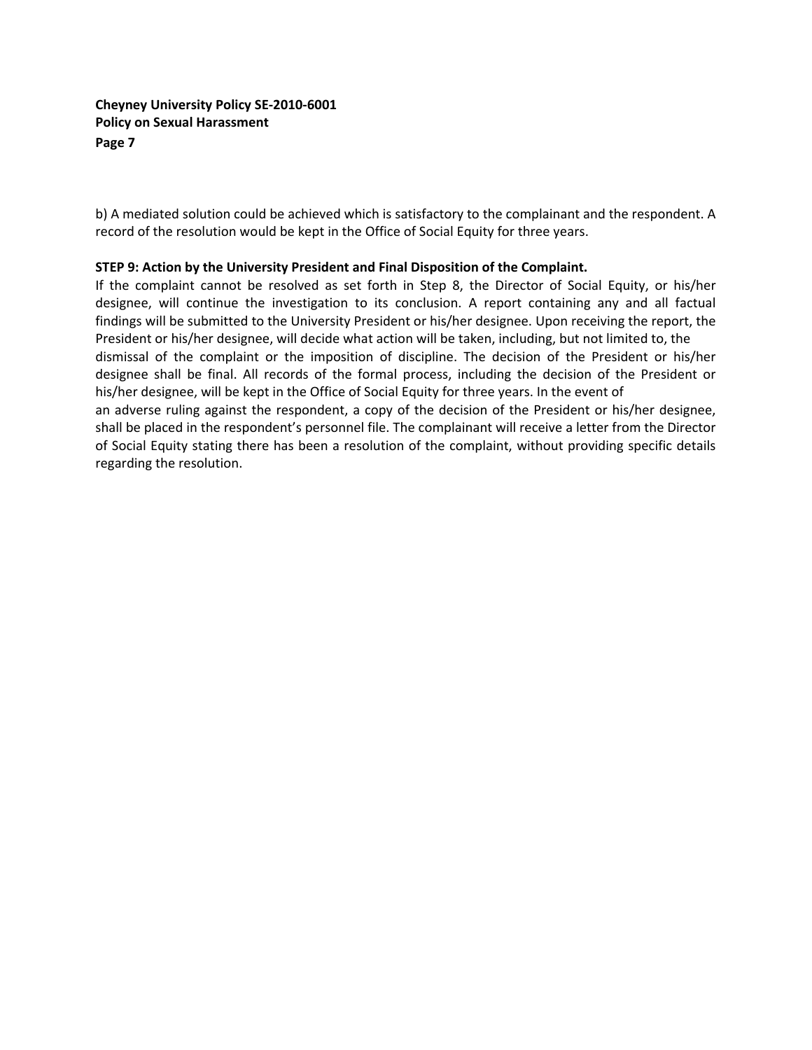b) A mediated solution could be achieved which is satisfactory to the complainant and the respondent. A record of the resolution would be kept in the Office of Social Equity for three years.

**STEP 9: Action by the University President and Final Disposition of the Complaint.**

If the complaint cannot be resolved as set forth in Step 8, the Director of Social Equity, or his/her designee, will continue the investigation to its conclusion. A report containing any and all factual findings will be submitted to the University President or his/her designee. Upon receiving the report, the President or his/her designee, will decide what action will be taken, including, but not limited to, the dismissal of the complaint or the imposition of discipline. The decision of the President or his/her designee shall be final. All records of the formal process, including the decision of the President or his/her designee, will be kept in the Office of Social Equity for three years. In the event of an adverse ruling against the respondent, a copy of the decision of the President or his/her designee, shall be placed in the respondent's personnel file. The complainant will receive a letter from the Director of Social Equity stating there has been a resolution of the complaint, without providing specific details regarding the resolution.